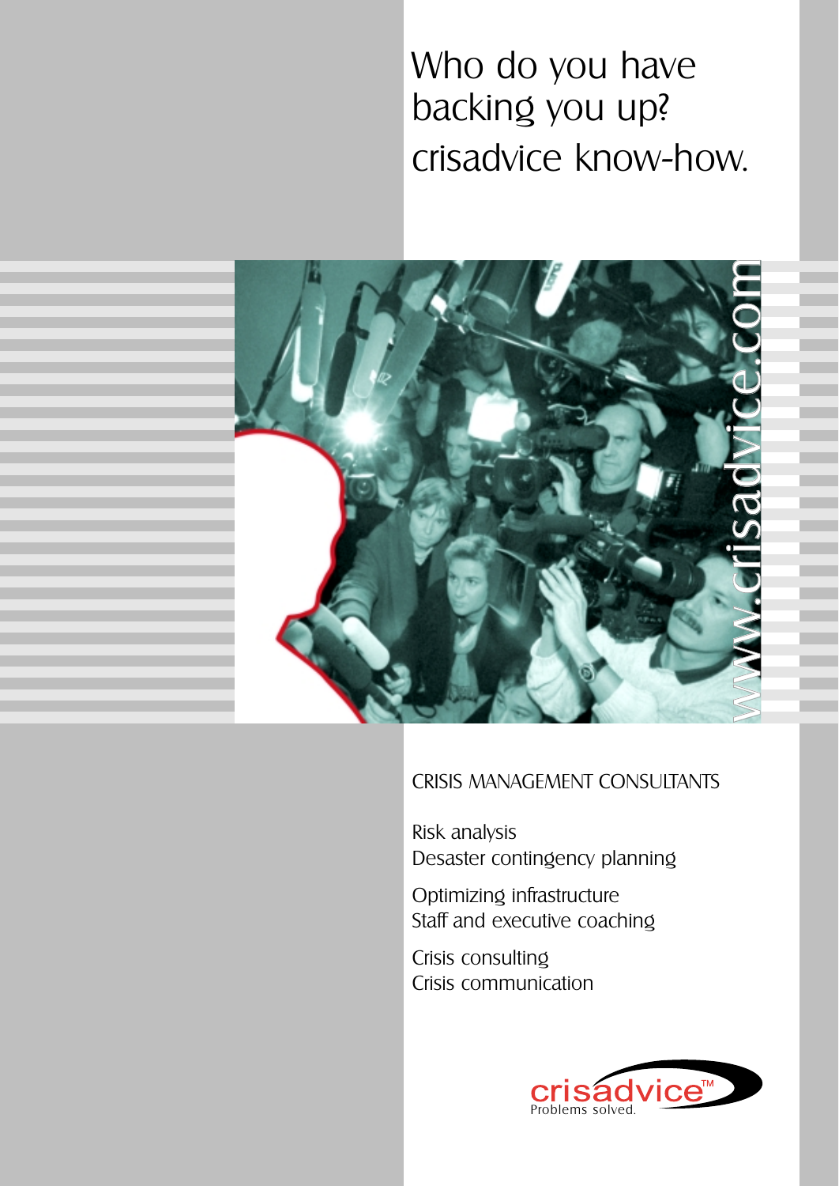# Who do you have backing you up? crisadvice know-how.

www.crisadvice.com

CRISIS MANAGEMENT CONSULTANTS

Risk analysis
Desaster contingency planning

Optimizing infrastructure
Staff and executive coaching

Crisis consulting
Crisis communication

crisadvice™
Problems solved.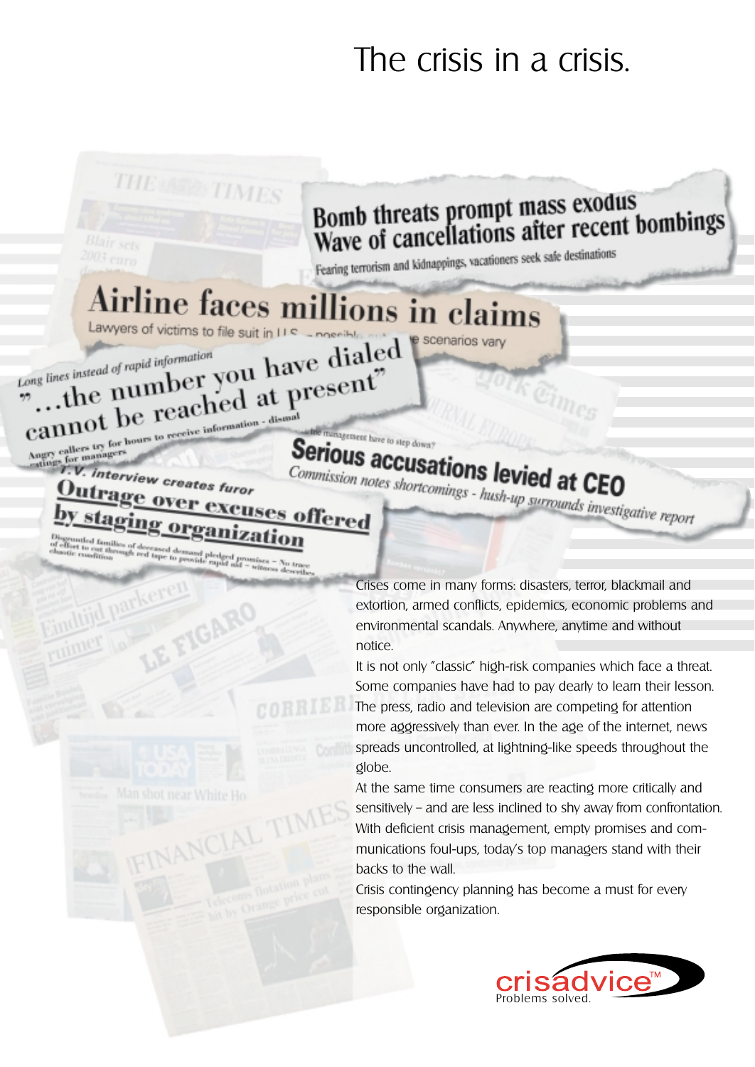# The crisis in a crisis.

**Bomb threats prompt mass exodus**
**Wave of cancellations after recent bombings**

Fearing terrorism and kidnappings, vacationers seek safe destinations

**Airline faces millions in claims**

Lawyers of victims to file suit in U.S. – possible ... scenarios vary

*Long lines instead of rapid information*

**"...the number you have dialed cannot be reached at present"**

Angry callers try for hours to receive information - dismal ratings for managers

*...the management have to step down?*

**Serious accusations levied at CEO**

*Commission notes shortcomings - hush-up surrounds investigative report*

***T.V. interview creates furor***

**Outrage over excuses offered by staging organization**

Disgruntled families of deceased demand pledged promises – No trace of effort to cut through red tape to provide rapid aid – witness describes chaotic condition

Crises come in many forms: disasters, terror, blackmail and extortion, armed conflicts, epidemics, economic problems and environmental scandals. Anywhere, anytime and without notice.

It is not only "classic" high-risk companies which face a threat. Some companies have had to pay dearly to learn their lesson. The press, radio and television are competing for attention more aggressively than ever. In the age of the internet, news spreads uncontrolled, at lightning-like speeds throughout the globe.

At the same time consumers are reacting more critically and sensitively – and are less inclined to shy away from confrontation. With deficient crisis management, empty promises and communications foul-ups, today's top managers stand with their backs to the wall.

Crisis contingency planning has become a must for every responsible organization.

crisadvice™
Problems solved.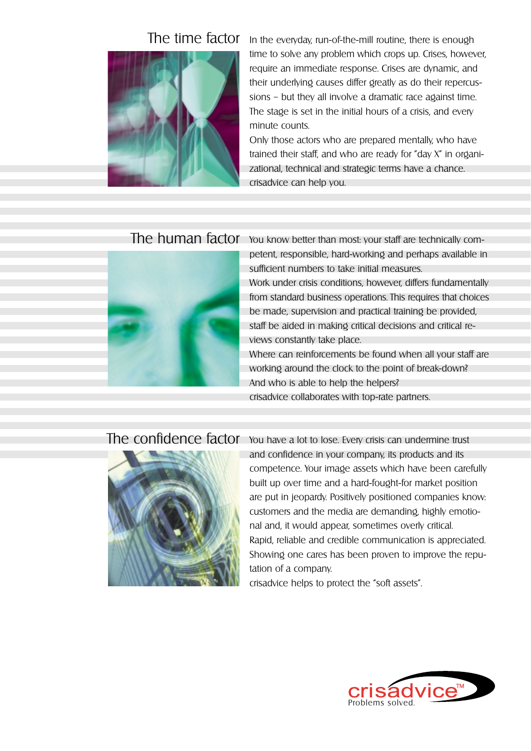## The time factor

In the everyday, run-of-the-mill routine, there is enough time to solve any problem which crops up. Crises, however, require an immediate response. Crises are dynamic, and their underlying causes differ greatly as do their repercussions – but they all involve a dramatic race against time. The stage is set in the initial hours of a crisis, and every minute counts.

Only those actors who are prepared mentally, who have trained their staff, and who are ready for "day X" in organizational, technical and strategic terms have a chance.

crisadvice can help you.

## The human factor

You know better than most: your staff are technically competent, responsible, hard-working and perhaps available in sufficient numbers to take initial measures.

Work under crisis conditions, however, differs fundamentally from standard business operations. This requires that choices be made, supervision and practical training be provided, staff be aided in making critical decisions and critical reviews constantly take place.

Where can reinforcements be found when all your staff are working around the clock to the point of break-down?

And who is able to help the helpers?

crisadvice collaborates with top-rate partners.

## The confidence factor

You have a lot to lose. Every crisis can undermine trust and confidence in your company, its products and its competence. Your image assets which have been carefully built up over time and a hard-fought-for market position are put in jeopardy. Positively positioned companies know: customers and the media are demanding, highly emotional and, it would appear, sometimes overly critical.

Rapid, reliable and credible communication is appreciated. Showing one cares has been proven to improve the reputation of a company.

crisadvice helps to protect the "soft assets".

crisadvice™
Problems solved.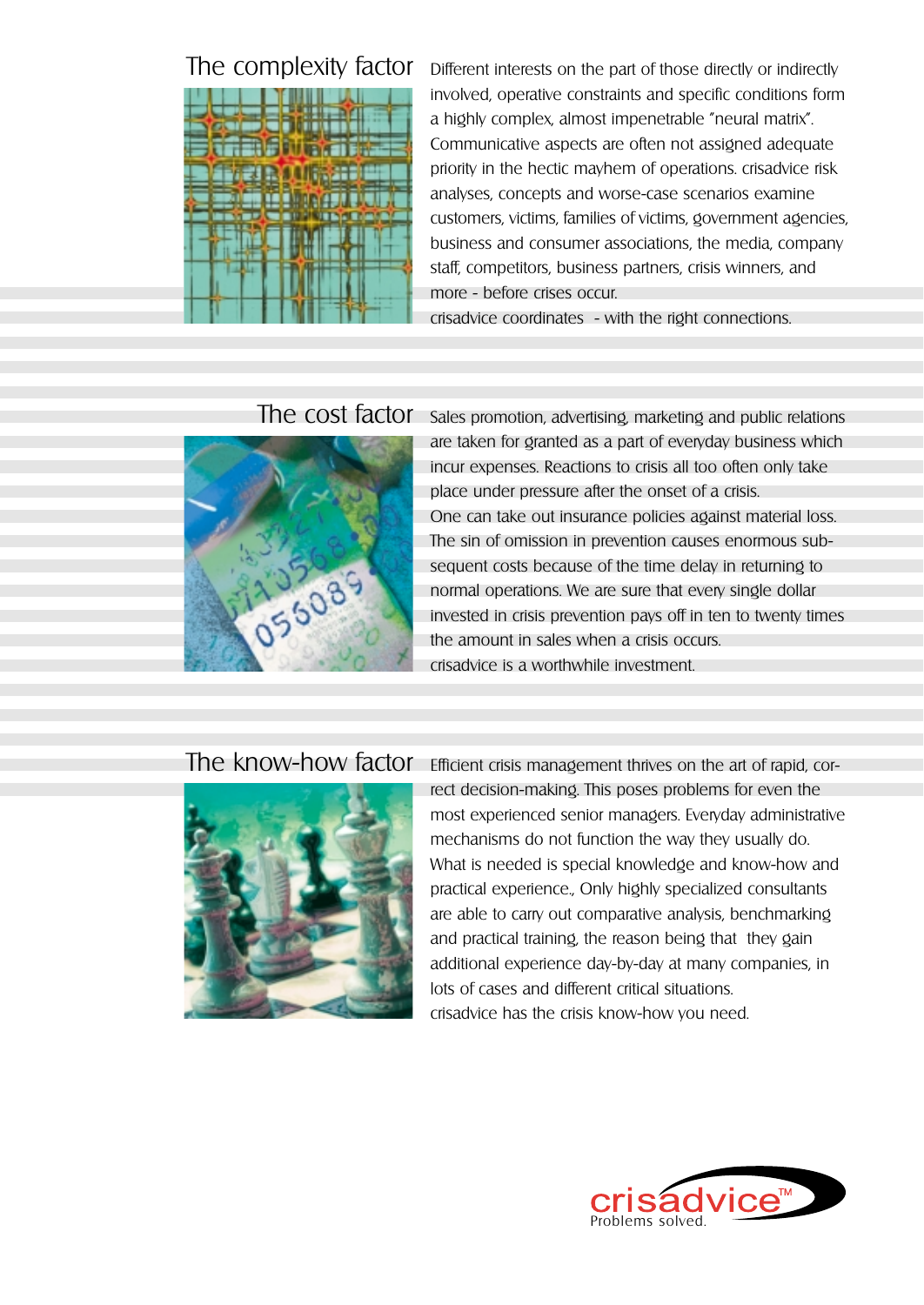## The complexity factor

Different interests on the part of those directly or indirectly involved, operative constraints and specific conditions form a highly complex, almost impenetrable "neural matrix". Communicative aspects are often not assigned adequate priority in the hectic mayhem of operations. crisadvice risk analyses, concepts and worse-case scenarios examine customers, victims, families of victims, government agencies, business and consumer associations, the media, company staff, competitors, business partners, crisis winners, and more - before crises occur.
crisadvice coordinates - with the right connections.

## The cost factor

Sales promotion, advertising, marketing and public relations are taken for granted as a part of everyday business which incur expenses. Reactions to crisis all too often only take place under pressure after the onset of a crisis.
One can take out insurance policies against material loss. The sin of omission in prevention causes enormous subsequent costs because of the time delay in returning to normal operations. We are sure that every single dollar invested in crisis prevention pays off in ten to twenty times the amount in sales when a crisis occurs.
crisadvice is a worthwhile investment.

## The know-how factor

Efficient crisis management thrives on the art of rapid, correct decision-making. This poses problems for even the most experienced senior managers. Everyday administrative mechanisms do not function the way they usually do. What is needed is special knowledge and know-how and practical experience., Only highly specialized consultants are able to carry out comparative analysis, benchmarking and practical training, the reason being that they gain additional experience day-by-day at many companies, in lots of cases and different critical situations.
crisadvice has the crisis know-how you need.

crisadvice™
Problems solved.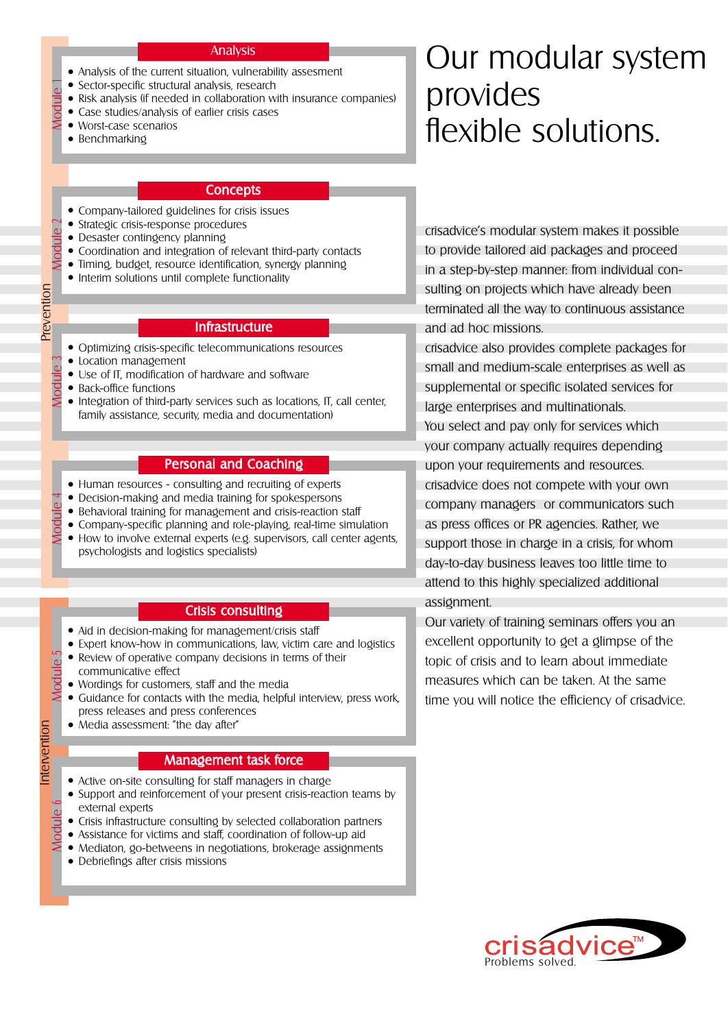# Our modular system provides flexible solutions.

## Prevention

### Module 1 – Analysis

- Analysis of the current situation, vulnerability assesment
- Sector-specific structural analysis, research
- Risk analysis (if needed in collaboration with insurance companies)
- Case studies/analysis of earlier crisis cases
- Worst-case scenarios
- Benchmarking

### Module 2 – Concepts

- Company-tailored guidelines for crisis issues
- Strategic crisis-response procedures
- Desaster contingency planning
- Coordination and integration of relevant third-party contacts
- Timing, budget, resource identification, synergy planning
- Interim solutions until complete functionality

### Module 3 – Infrastructure

- Optimizing crisis-specific telecommunications resources
- Location management
- Use of IT, modification of hardware and software
- Back-office functions
- Integration of third-party services such as locations, IT, call center, family assistance, security, media and documentation)

### Module 4 – Personal and Coaching

- Human resources - consulting and recruiting of experts
- Decision-making and media training for spokespersons
- Behavioral training for management and crisis-reaction staff
- Company-specific planning and role-playing, real-time simulation
- How to involve external experts (e.g. supervisors, call center agents, psychologists and logistics specialists)

## Intervention

### Module 5 – Crisis consulting

- Aid in decision-making for management/crisis staff
- Expert know-how in communications, law, victim care and logistics
- Review of operative company decisions in terms of their communicative effect
- Wordings for customers, staff and the media
- Guidance for contacts with the media, helpful interview, press work, press releases and press conferences
- Media assessment: "the day after"

### Module 6 – Management task force

- Active on-site consulting for staff managers in charge
- Support and reinforcement of your present crisis-reaction teams by external experts
- Crisis infrastructure consulting by selected collaboration partners
- Assistance for victims and staff, coordination of follow-up aid
- Mediaton, go-betweens in negotiations, brokerage assignments
- Debriefings after crisis missions

---

crisadvice's modular system makes it possible to provide tailored aid packages and proceed in a step-by-step manner: from individual consulting on projects which have already been terminated all the way to continuous assistance and ad hoc missions.

crisadvice also provides complete packages for small and medium-scale enterprises as well as supplemental or specific isolated services for large enterprises and multinationals.

You select and pay only for services which your company actually requires depending upon your requirements and resources.

crisadvice does not compete with your own company managers or communicators such as press offices or PR agencies. Rather, we support those in charge in a crisis, for whom day-to-day business leaves too little time to attend to this highly specialized additional assignment.

Our variety of training seminars offers you an excellent opportunity to get a glimpse of the topic of crisis and to learn about immediate measures which can be taken. At the same time you will notice the efficiency of crisadvice.

crisadvice™
Problems solved.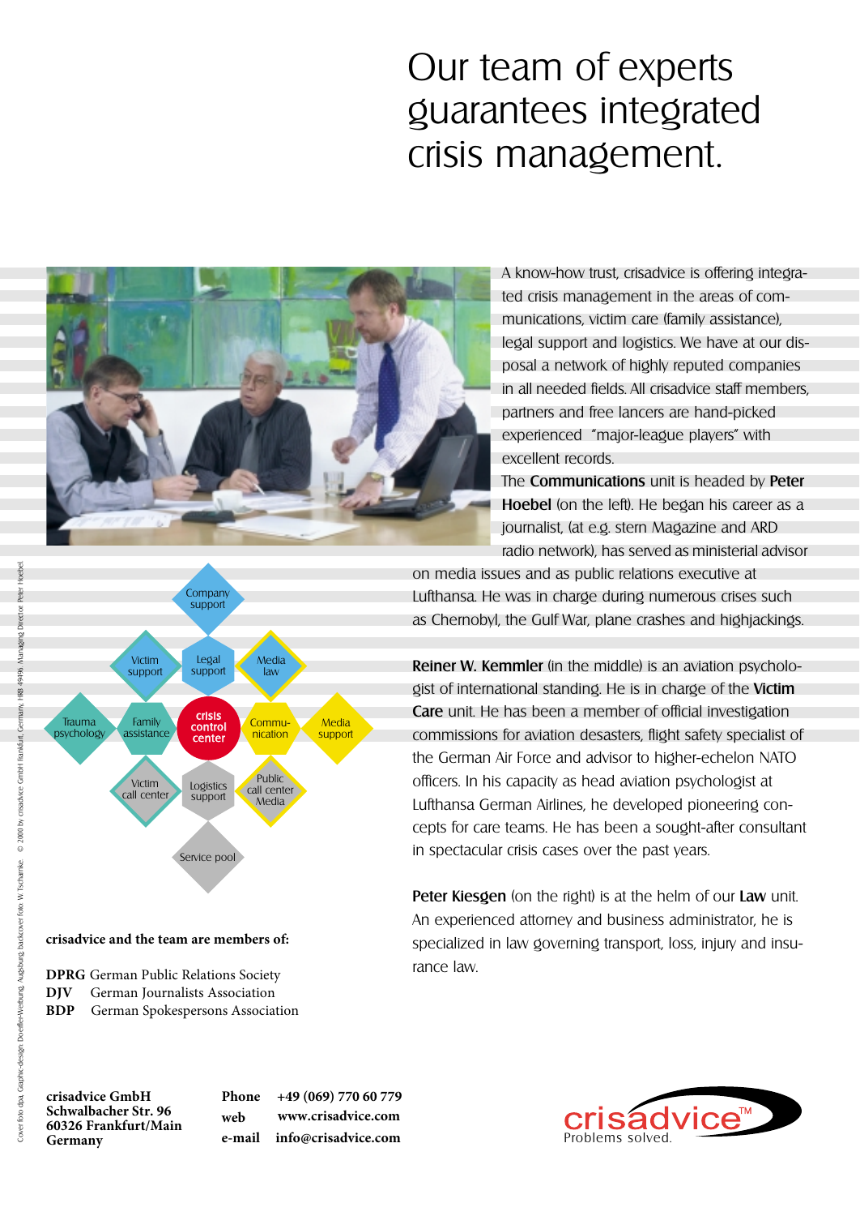# Our team of experts guarantees integrated crisis management.

A know-how trust, crisadvice is offering integrated crisis management in the areas of communications, victim care (family assistance), legal support and logistics. We have at our disposal a network of highly reputed companies in all needed fields. All crisadvice staff members, partners and free lancers are hand-picked experienced "major-league players" with excellent records.

The **Communications** unit is headed by **Peter Hoebel** (on the left). He began his career as a journalist, (at e.g. stern Magazine and ARD radio network), has served as ministerial advisor on media issues and as public relations executive at Lufthansa. He was in charge during numerous crises such as Chernobyl, the Gulf War, plane crashes and highjackings.

**Reiner W. Kemmler** (in the middle) is an aviation psychologist of international standing. He is in charge of the **Victim Care** unit. He has been a member of official investigation commissions for aviation desasters, flight safety specialist of the German Air Force and advisor to higher-echelon NATO officers. In his capacity as head aviation psychologist at Lufthansa German Airlines, he developed pioneering concepts for care teams. He has been a sought-after consultant in spectacular crisis cases over the past years.

**Peter Kiesgen** (on the right) is at the helm of our **Law** unit. An experienced attorney and business administrator, he is specialized in law governing transport, loss, injury and insurance law.

Company support
Victim support
Legal support
Media law
Trauma psychology
Family assistance
crisis control center
Commu-nication
Media support
Victim call center
Logistics support
Public call center Media
Service pool

**crisadvice and the team are members of:**

**DPRG** German Public Relations Society
**DJV** German Journalists Association
**BDP** German Spokespersons Association

**crisadvice GmbH**
**Schwalbacher Str. 96**
**60326 Frankfurt/Main**
**Germany**

| | |
|---|---|
| **Phone** | **+49 (069) 770 60 779** |
| **web** | **www.crisadvice.com** |
| **e-mail** | **info@crisadvice.com** |

crisadvice™
Problems solved.

Cover foto dpa, Graphic-design: Doeffle-Werbung Augsburg, backcover foto W. Tscharnke. © 2000 by crisadvice GmbH Frankfurt, Germany, HRB 49496, Managing Director Peter Hoebel